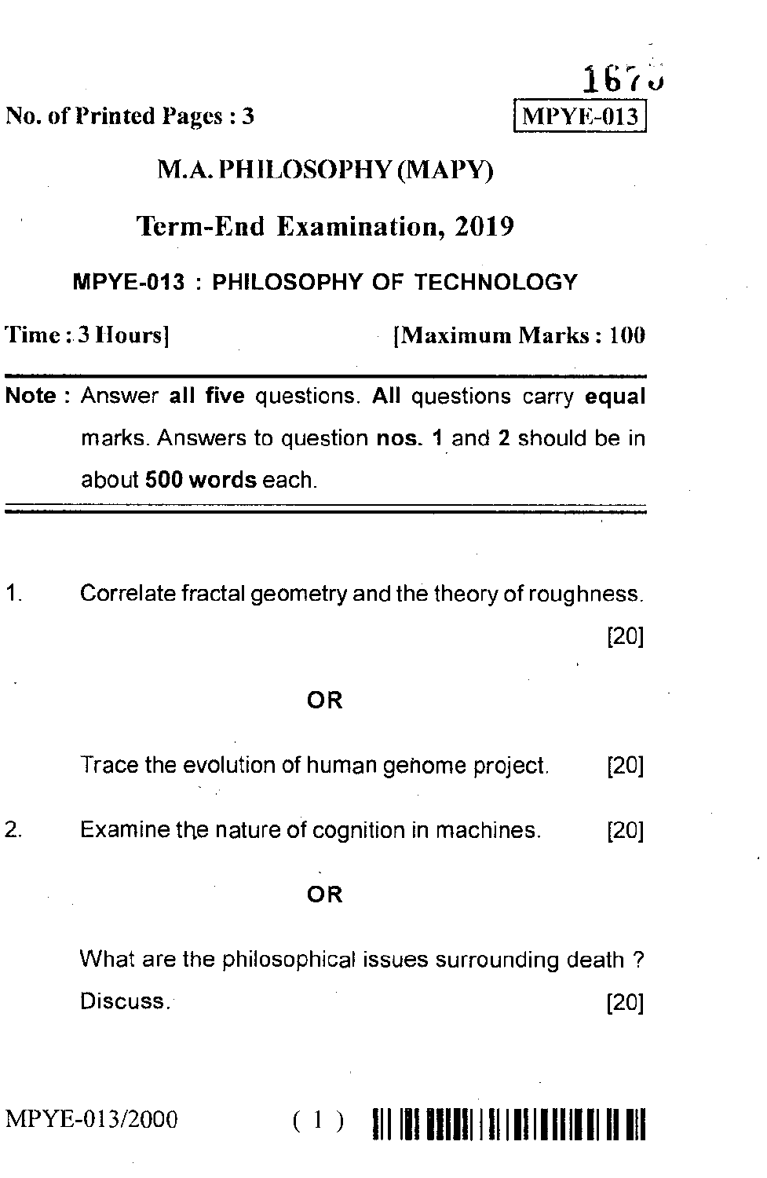No. of Printed Pages : 3

1670

**MPYE-013**

# M.A. PHILOSOPHY (MAPY)

## Term-End Examination, 2019

### MPYE-013 : PHILOSOPHY OF TECHNOLOGY

**Time : 3 Hours]** **[Maximum Marks : 100**

**Note :** Answer **all five** questions. **All** questions carry **equal** marks. Answers to question **nos. 1** and **2** should be in about **500 words** each.

---

1. Correlate fractal geometry and the theory of roughness. [20]

**OR**

Trace the evolution of human genome project. [20]

2. Examine the nature of cognition in machines. [20]

**OR**

What are the philosophical issues surrounding death ? Discuss. [20]

MPYE-013/2000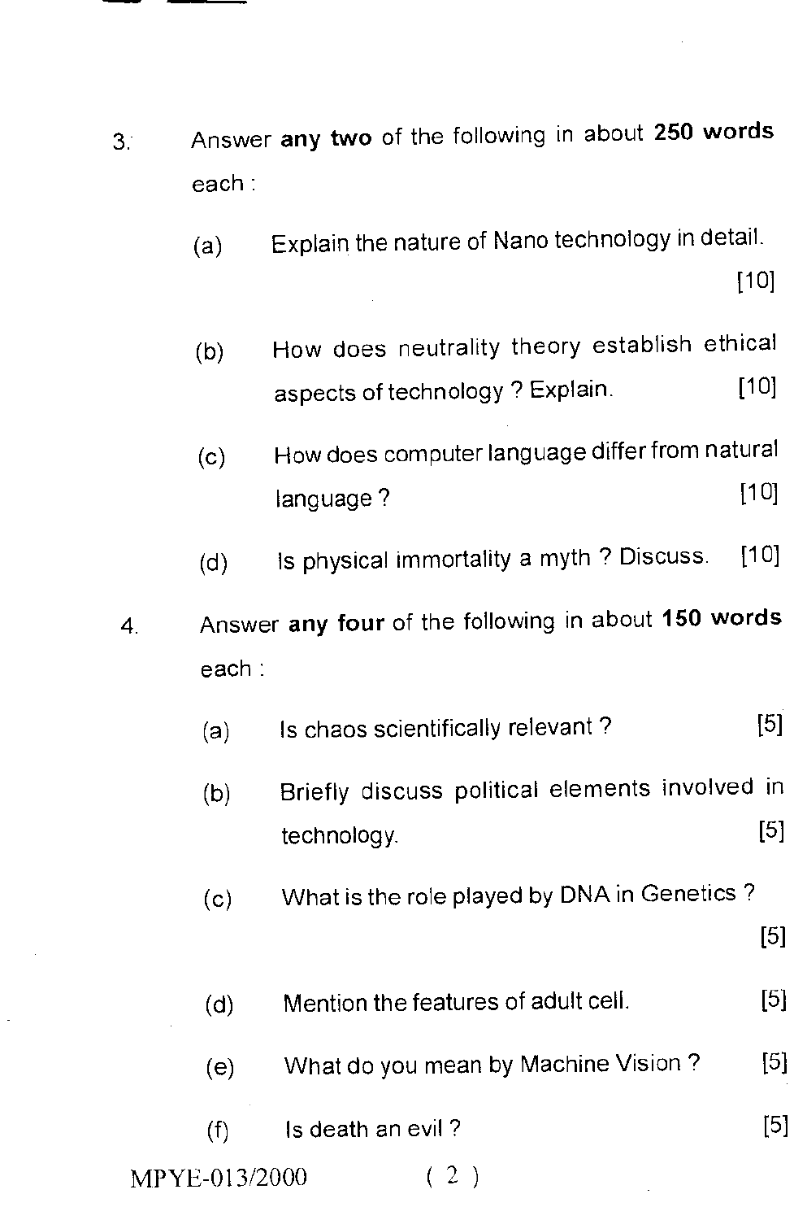3. Answer **any two** of the following in about **250 words** each :

   (a) Explain the nature of Nano technology in detail. [10]

   (b) How does neutrality theory establish ethical aspects of technology ? Explain. [10]

   (c) How does computer language differ from natural language ? [10]

   (d) Is physical immortality a myth ? Discuss. [10]

4. Answer **any four** of the following in about **150 words** each :

   (a) Is chaos scientifically relevant ? [5]

   (b) Briefly discuss political elements involved in technology. [5]

   (c) What is the role played by DNA in Genetics ? [5]

   (d) Mention the features of adult cell. [5]

   (e) What do you mean by Machine Vision ? [5]

   (f) Is death an evil ? [5]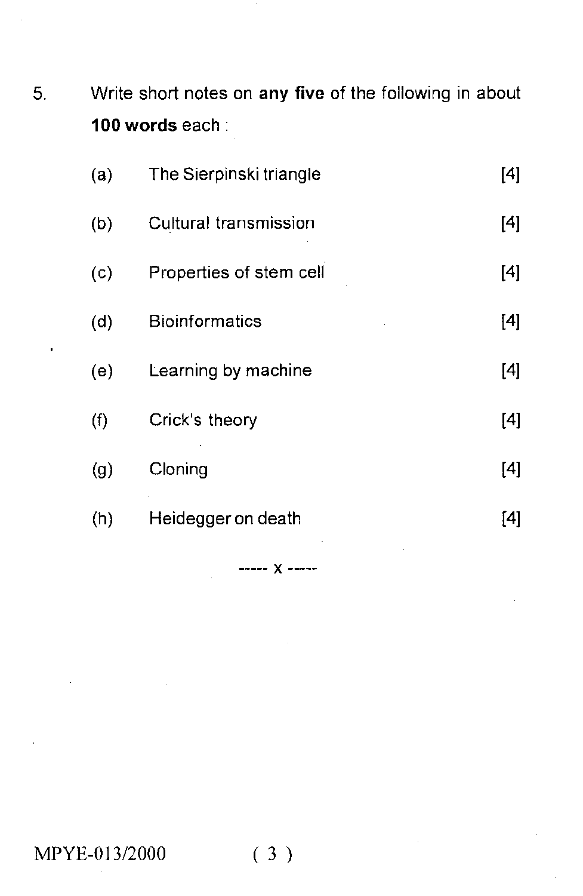5. Write short notes on **any five** of the following in about **100 words** each :

(a) The Sierpinski triangle [4]

(b) Cultural transmission [4]

(c) Properties of stem cell [4]

(d) Bioinformatics [4]

(e) Learning by machine [4]

(f) Crick's theory [4]

(g) Cloning [4]

(h) Heidegger on death [4]

----- x -----